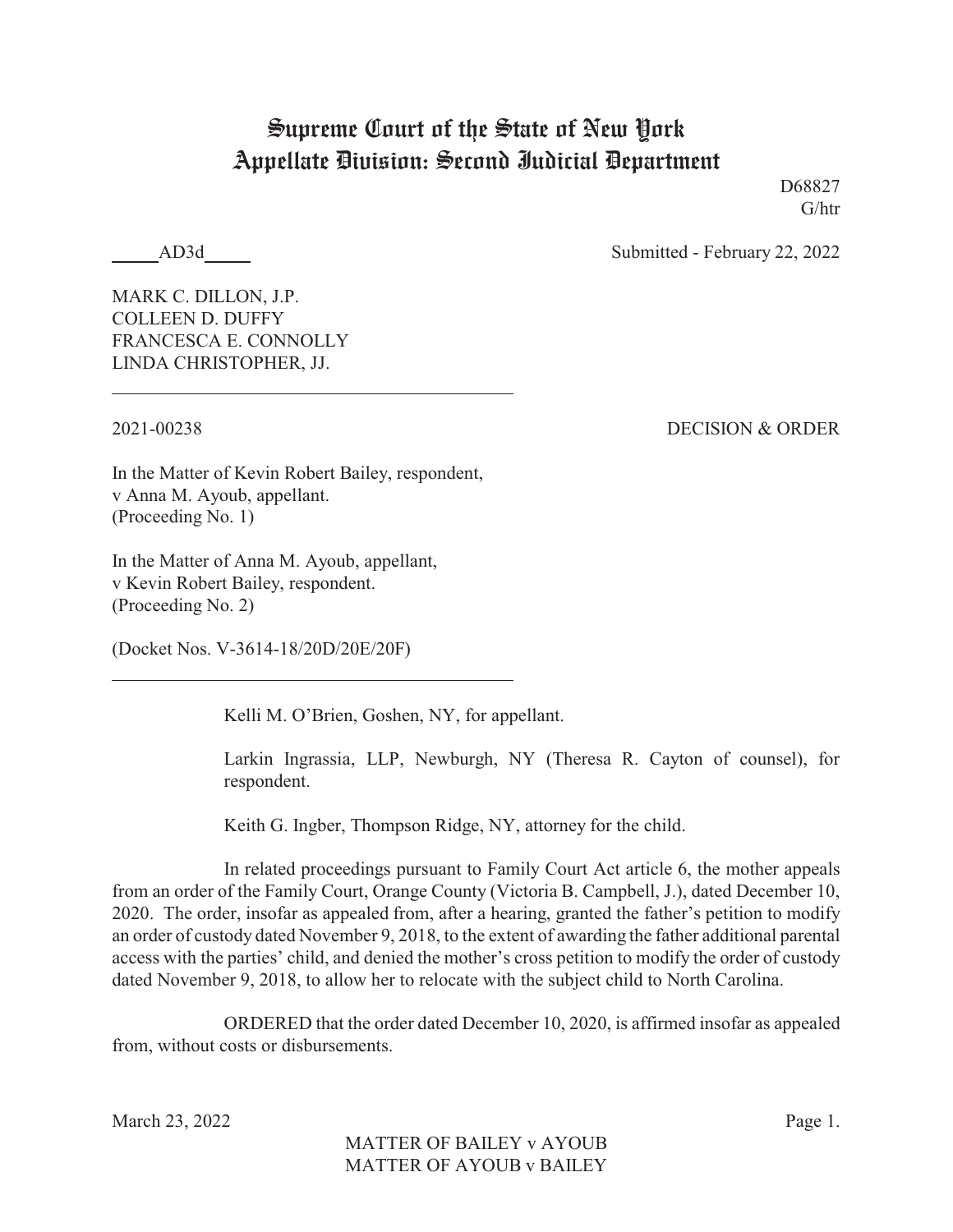# Supreme Court of the State of New York
# Appellate Division: Second Judicial Department

D68827
G/htr

_____AD3d_____

Submitted - February 22, 2022

MARK C. DILLON, J.P.
COLLEEN D. DUFFY
FRANCESCA E. CONNOLLY
LINDA CHRISTOPHER, JJ.

---

2021-00238

DECISION & ORDER

In the Matter of Kevin Robert Bailey, respondent,
v Anna M. Ayoub, appellant.
(Proceeding No. 1)

In the Matter of Anna M. Ayoub, appellant,
v Kevin Robert Bailey, respondent.
(Proceeding No. 2)

(Docket Nos. V-3614-18/20D/20E/20F)

---

Kelli M. O'Brien, Goshen, NY, for appellant.

Larkin Ingrassia, LLP, Newburgh, NY (Theresa R. Cayton of counsel), for respondent.

Keith G. Ingber, Thompson Ridge, NY, attorney for the child.

In related proceedings pursuant to Family Court Act article 6, the mother appeals from an order of the Family Court, Orange County (Victoria B. Campbell, J.), dated December 10, 2020. The order, insofar as appealed from, after a hearing, granted the father's petition to modify an order of custody dated November 9, 2018, to the extent of awarding the father additional parental access with the parties' child, and denied the mother's cross petition to modify the order of custody dated November 9, 2018, to allow her to relocate with the subject child to North Carolina.

ORDERED that the order dated December 10, 2020, is affirmed insofar as appealed from, without costs or disbursements.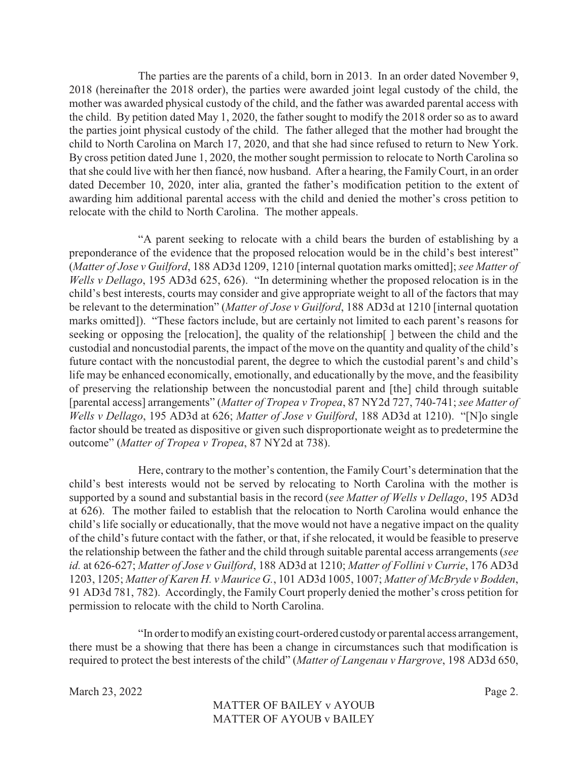The parties are the parents of a child, born in 2013. In an order dated November 9, 2018 (hereinafter the 2018 order), the parties were awarded joint legal custody of the child, the mother was awarded physical custody of the child, and the father was awarded parental access with the child. By petition dated May 1, 2020, the father sought to modify the 2018 order so as to award the parties joint physical custody of the child. The father alleged that the mother had brought the child to North Carolina on March 17, 2020, and that she had since refused to return to New York. By cross petition dated June 1, 2020, the mother sought permission to relocate to North Carolina so that she could live with her then fiancé, now husband. After a hearing, the Family Court, in an order dated December 10, 2020, inter alia, granted the father's modification petition to the extent of awarding him additional parental access with the child and denied the mother's cross petition to relocate with the child to North Carolina. The mother appeals.

"A parent seeking to relocate with a child bears the burden of establishing by a preponderance of the evidence that the proposed relocation would be in the child's best interest" (*Matter of Jose v Guilford*, 188 AD3d 1209, 1210 [internal quotation marks omitted]; *see Matter of Wells v Dellago*, 195 AD3d 625, 626). "In determining whether the proposed relocation is in the child's best interests, courts may consider and give appropriate weight to all of the factors that may be relevant to the determination" (*Matter of Jose v Guilford*, 188 AD3d at 1210 [internal quotation marks omitted]). "These factors include, but are certainly not limited to each parent's reasons for seeking or opposing the [relocation], the quality of the relationship[ ] between the child and the custodial and noncustodial parents, the impact of the move on the quantity and quality of the child's future contact with the noncustodial parent, the degree to which the custodial parent's and child's life may be enhanced economically, emotionally, and educationally by the move, and the feasibility of preserving the relationship between the noncustodial parent and [the] child through suitable [parental access] arrangements" (*Matter of Tropea v Tropea*, 87 NY2d 727, 740-741; *see Matter of Wells v Dellago*, 195 AD3d at 626; *Matter of Jose v Guilford*, 188 AD3d at 1210). "[N]o single factor should be treated as dispositive or given such disproportionate weight as to predetermine the outcome" (*Matter of Tropea v Tropea*, 87 NY2d at 738).

Here, contrary to the mother's contention, the Family Court's determination that the child's best interests would not be served by relocating to North Carolina with the mother is supported by a sound and substantial basis in the record (*see Matter of Wells v Dellago*, 195 AD3d at 626). The mother failed to establish that the relocation to North Carolina would enhance the child's life socially or educationally, that the move would not have a negative impact on the quality of the child's future contact with the father, or that, if she relocated, it would be feasible to preserve the relationship between the father and the child through suitable parental access arrangements (*see id.* at 626-627; *Matter of Jose v Guilford*, 188 AD3d at 1210; *Matter of Follini v Currie*, 176 AD3d 1203, 1205; *Matter of Karen H. v Maurice G.*, 101 AD3d 1005, 1007; *Matter of McBryde v Bodden*, 91 AD3d 781, 782). Accordingly, the Family Court properly denied the mother's cross petition for permission to relocate with the child to North Carolina.

"In order to modify an existing court-ordered custody or parental access arrangement, there must be a showing that there has been a change in circumstances such that modification is required to protect the best interests of the child" (*Matter of Langenau v Hargrove*, 198 AD3d 650,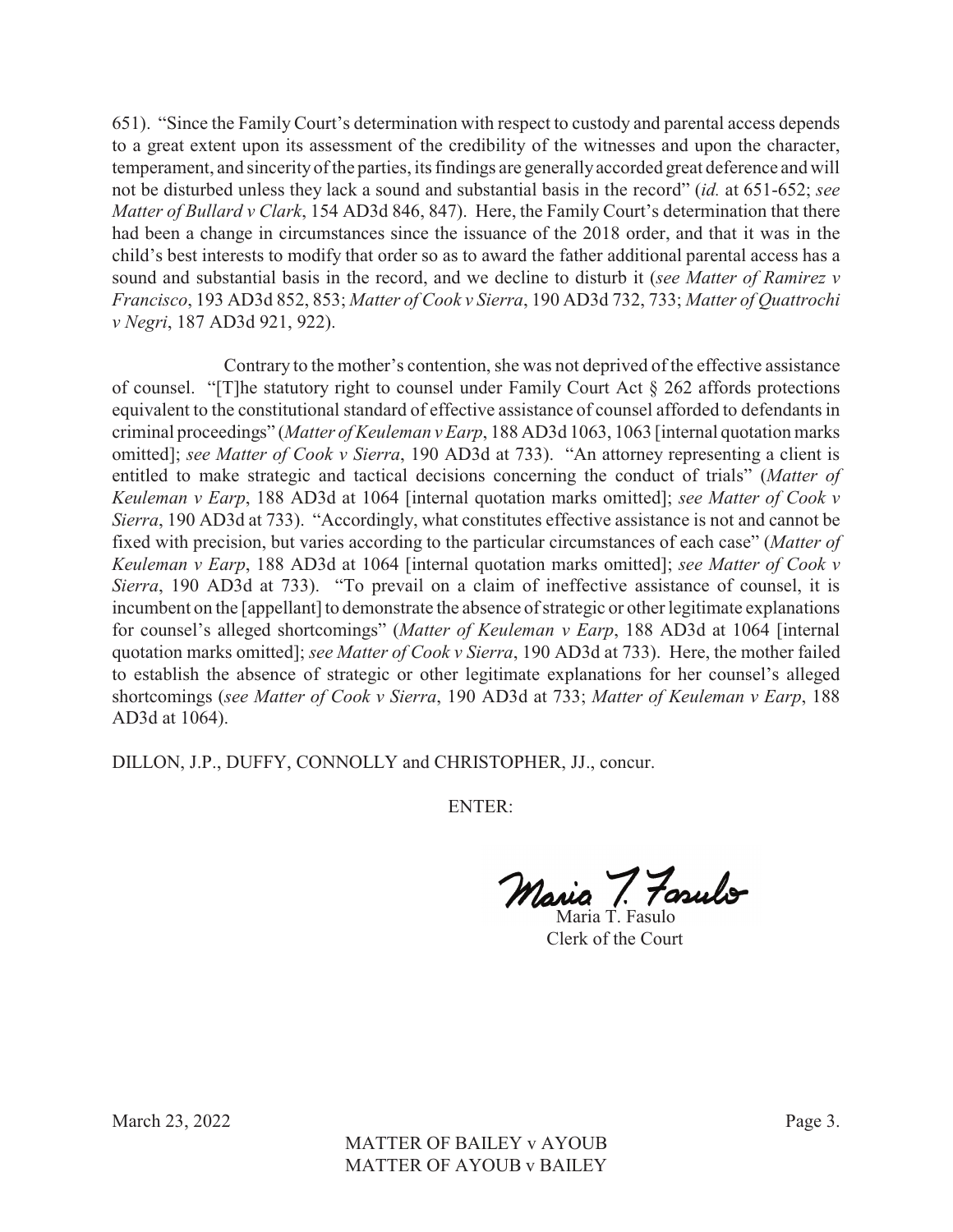651). "Since the Family Court's determination with respect to custody and parental access depends to a great extent upon its assessment of the credibility of the witnesses and upon the character, temperament, and sincerity of the parties, its findings are generally accorded great deference and will not be disturbed unless they lack a sound and substantial basis in the record" (*id.* at 651-652; *see Matter of Bullard v Clark*, 154 AD3d 846, 847). Here, the Family Court's determination that there had been a change in circumstances since the issuance of the 2018 order, and that it was in the child's best interests to modify that order so as to award the father additional parental access has a sound and substantial basis in the record, and we decline to disturb it (*see Matter of Ramirez v Francisco*, 193 AD3d 852, 853; *Matter of Cook v Sierra*, 190 AD3d 732, 733; *Matter of Quattrochi v Negri*, 187 AD3d 921, 922).

Contrary to the mother's contention, she was not deprived of the effective assistance of counsel. "[T]he statutory right to counsel under Family Court Act § 262 affords protections equivalent to the constitutional standard of effective assistance of counsel afforded to defendants in criminal proceedings" (*Matter of Keuleman v Earp*, 188 AD3d 1063, 1063 [internal quotation marks omitted]; *see Matter of Cook v Sierra*, 190 AD3d at 733). "An attorney representing a client is entitled to make strategic and tactical decisions concerning the conduct of trials" (*Matter of Keuleman v Earp*, 188 AD3d at 1064 [internal quotation marks omitted]; *see Matter of Cook v Sierra*, 190 AD3d at 733). "Accordingly, what constitutes effective assistance is not and cannot be fixed with precision, but varies according to the particular circumstances of each case" (*Matter of Keuleman v Earp*, 188 AD3d at 1064 [internal quotation marks omitted]; *see Matter of Cook v Sierra*, 190 AD3d at 733). "To prevail on a claim of ineffective assistance of counsel, it is incumbent on the [appellant] to demonstrate the absence of strategic or other legitimate explanations for counsel's alleged shortcomings" (*Matter of Keuleman v Earp*, 188 AD3d at 1064 [internal quotation marks omitted]; *see Matter of Cook v Sierra*, 190 AD3d at 733). Here, the mother failed to establish the absence of strategic or other legitimate explanations for her counsel's alleged shortcomings (*see Matter of Cook v Sierra*, 190 AD3d at 733; *Matter of Keuleman v Earp*, 188 AD3d at 1064).

DILLON, J.P., DUFFY, CONNOLLY and CHRISTOPHER, JJ., concur.

ENTER:

Maria T. Fasulo
Clerk of the Court